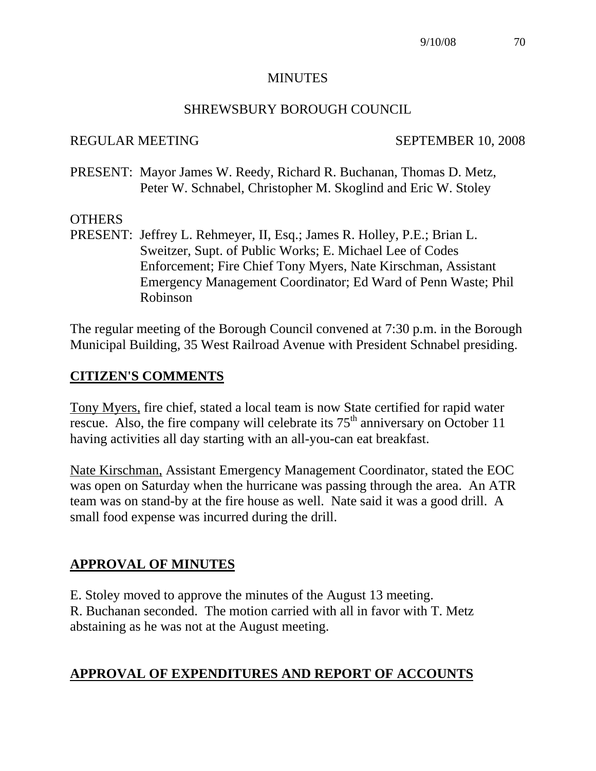# MINUTES

## SHREWSBURY BOROUGH COUNCIL

REGULAR MEETING SEPTEMBER 10, 2008

PRESENT: Mayor James W. Reedy, Richard R. Buchanan, Thomas D. Metz, Peter W. Schnabel, Christopher M. Skoglind and Eric W. Stoley

OTHERS
PRESENT: Jeffrey L. Rehmeyer, II, Esq.; James R. Holley, P.E.; Brian L. Sweitzer, Supt. of Public Works; E. Michael Lee of Codes Enforcement; Fire Chief Tony Myers, Nate Kirschman, Assistant Emergency Management Coordinator; Ed Ward of Penn Waste; Phil Robinson

The regular meeting of the Borough Council convened at 7:30 p.m. in the Borough Municipal Building, 35 West Railroad Avenue with President Schnabel presiding.

## CITIZEN'S COMMENTS

Tony Myers, fire chief, stated a local team is now State certified for rapid water rescue. Also, the fire company will celebrate its 75th anniversary on October 11 having activities all day starting with an all-you-can eat breakfast.

Nate Kirschman, Assistant Emergency Management Coordinator, stated the EOC was open on Saturday when the hurricane was passing through the area. An ATR team was on stand-by at the fire house as well. Nate said it was a good drill. A small food expense was incurred during the drill.

## APPROVAL OF MINUTES

E. Stoley moved to approve the minutes of the August 13 meeting.
R. Buchanan seconded. The motion carried with all in favor with T. Metz abstaining as he was not at the August meeting.

## APPROVAL OF EXPENDITURES AND REPORT OF ACCOUNTS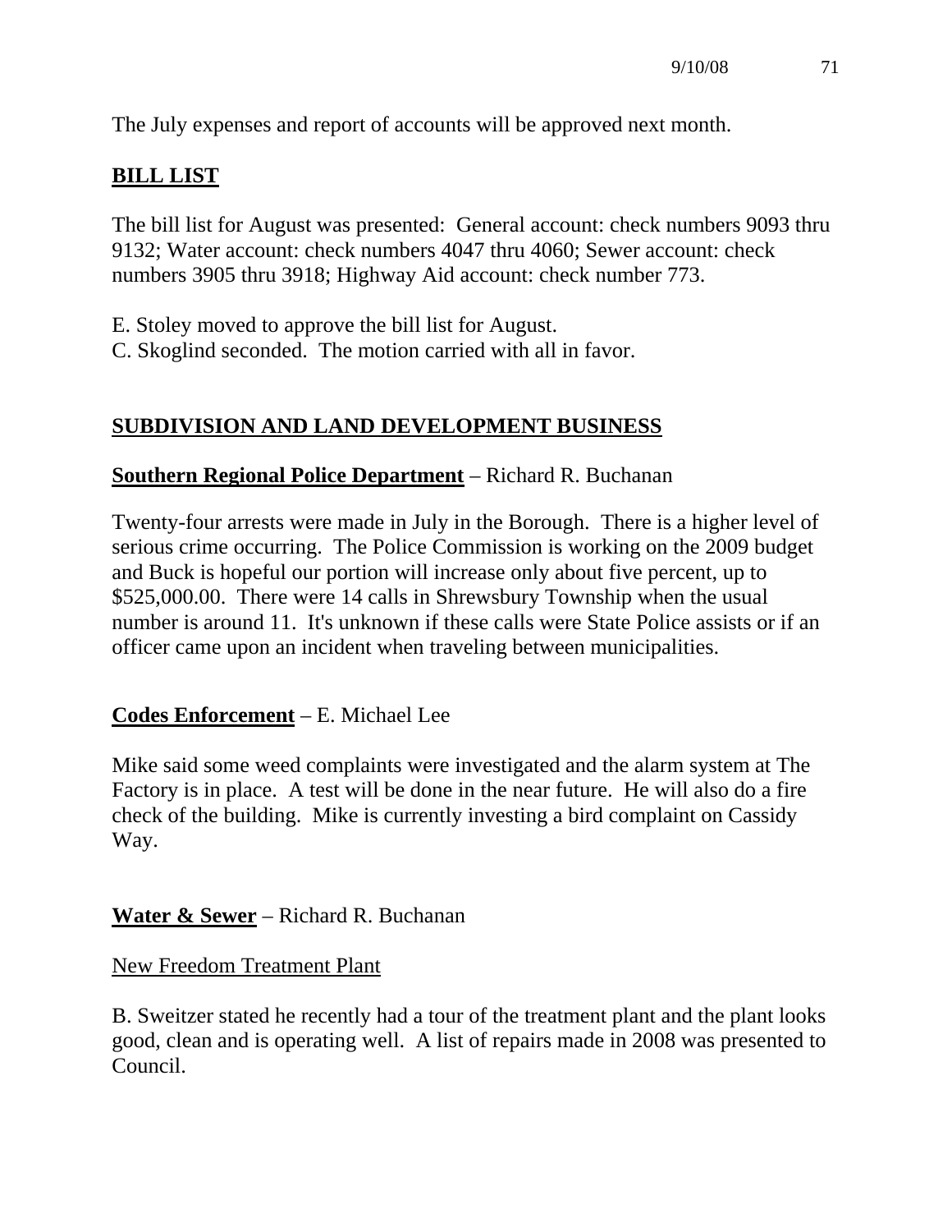The July expenses and report of accounts will be approved next month.

## **BILL LIST**

The bill list for August was presented: General account: check numbers 9093 thru 9132; Water account: check numbers 4047 thru 4060; Sewer account: check numbers 3905 thru 3918; Highway Aid account: check number 773.

E. Stoley moved to approve the bill list for August.
C. Skoglind seconded. The motion carried with all in favor.

## **SUBDIVISION AND LAND DEVELOPMENT BUSINESS**

### **Southern Regional Police Department** – Richard R. Buchanan

Twenty-four arrests were made in July in the Borough. There is a higher level of serious crime occurring. The Police Commission is working on the 2009 budget and Buck is hopeful our portion will increase only about five percent, up to $525,000.00. There were 14 calls in Shrewsbury Township when the usual number is around 11. It's unknown if these calls were State Police assists or if an officer came upon an incident when traveling between municipalities.

### **Codes Enforcement** – E. Michael Lee

Mike said some weed complaints were investigated and the alarm system at The Factory is in place. A test will be done in the near future. He will also do a fire check of the building. Mike is currently investing a bird complaint on Cassidy Way.

### **Water & Sewer** – Richard R. Buchanan

New Freedom Treatment Plant

B. Sweitzer stated he recently had a tour of the treatment plant and the plant looks good, clean and is operating well. A list of repairs made in 2008 was presented to Council.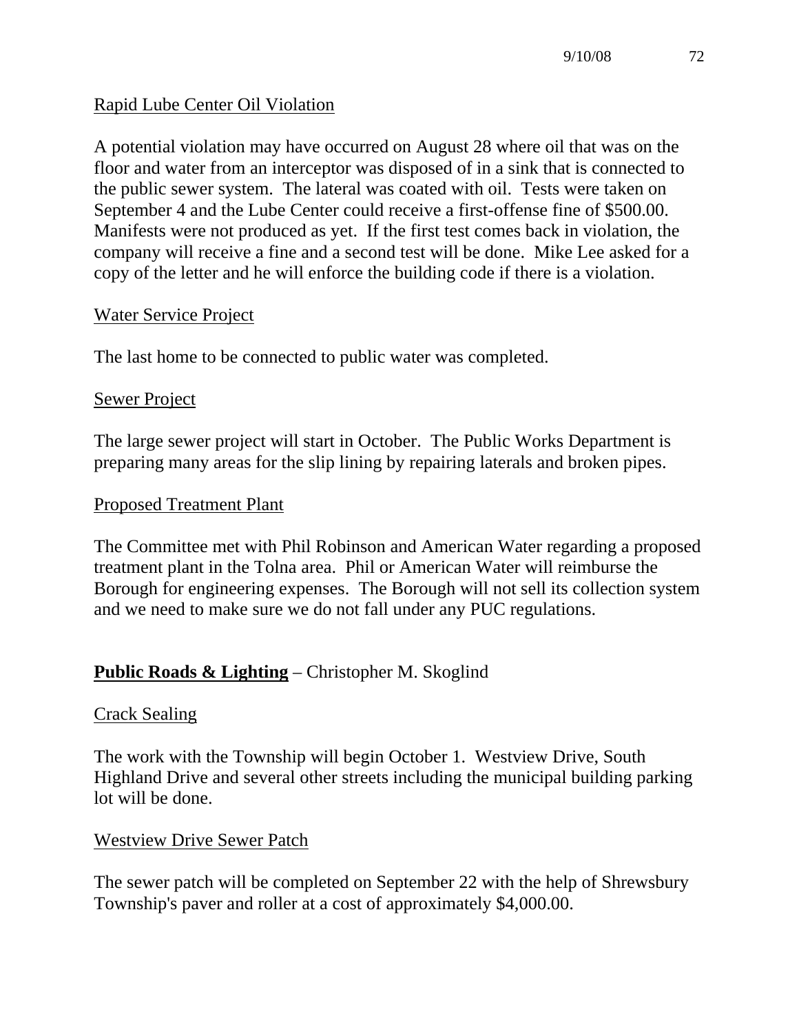<u>Rapid Lube Center Oil Violation</u>

A potential violation may have occurred on August 28 where oil that was on the floor and water from an interceptor was disposed of in a sink that is connected to the public sewer system. The lateral was coated with oil. Tests were taken on September 4 and the Lube Center could receive a first-offense fine of $500.00. Manifests were not produced as yet. If the first test comes back in violation, the company will receive a fine and a second test will be done. Mike Lee asked for a copy of the letter and he will enforce the building code if there is a violation.

<u>Water Service Project</u>

The last home to be connected to public water was completed.

<u>Sewer Project</u>

The large sewer project will start in October. The Public Works Department is preparing many areas for the slip lining by repairing laterals and broken pipes.

<u>Proposed Treatment Plant</u>

The Committee met with Phil Robinson and American Water regarding a proposed treatment plant in the Tolna area. Phil or American Water will reimburse the Borough for engineering expenses. The Borough will not sell its collection system and we need to make sure we do not fall under any PUC regulations.

## **<u>Public Roads & Lighting</u>** – Christopher M. Skoglind

<u>Crack Sealing</u>

The work with the Township will begin October 1. Westview Drive, South Highland Drive and several other streets including the municipal building parking lot will be done.

<u>Westview Drive Sewer Patch</u>

The sewer patch will be completed on September 22 with the help of Shrewsbury Township's paver and roller at a cost of approximately $4,000.00.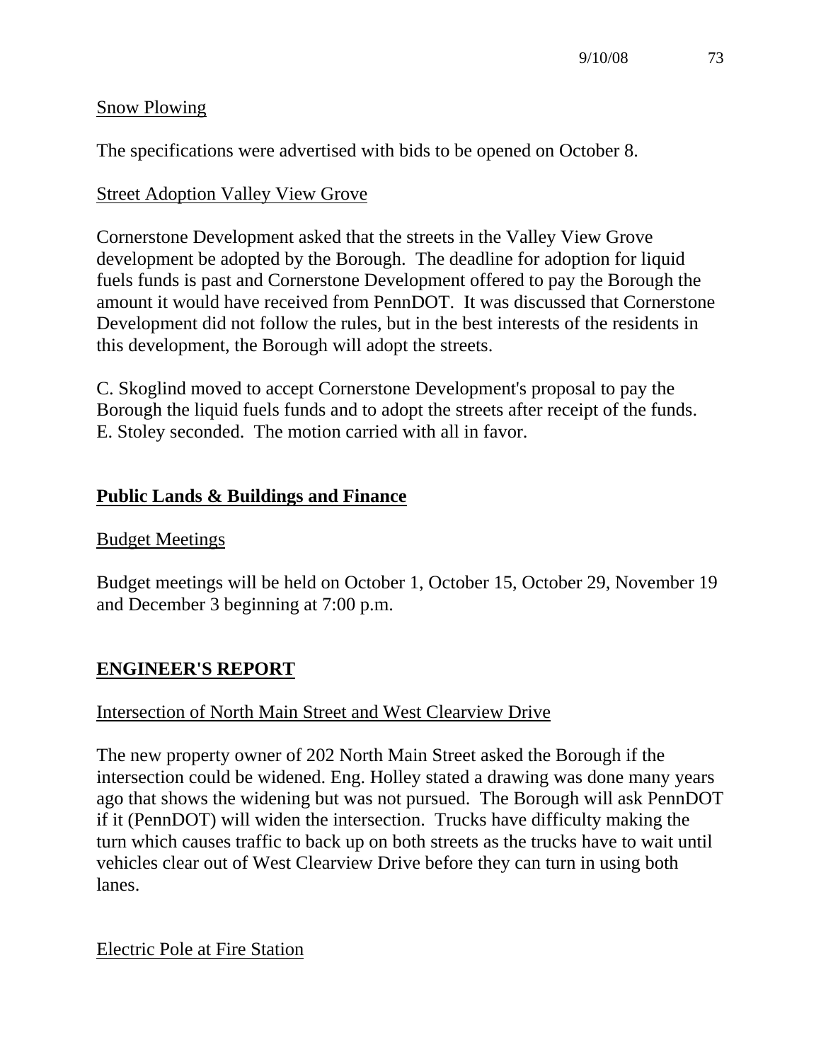Snow Plowing

The specifications were advertised with bids to be opened on October 8.

Street Adoption Valley View Grove

Cornerstone Development asked that the streets in the Valley View Grove development be adopted by the Borough. The deadline for adoption for liquid fuels funds is past and Cornerstone Development offered to pay the Borough the amount it would have received from PennDOT. It was discussed that Cornerstone Development did not follow the rules, but in the best interests of the residents in this development, the Borough will adopt the streets.

C. Skoglind moved to accept Cornerstone Development's proposal to pay the Borough the liquid fuels funds and to adopt the streets after receipt of the funds. E. Stoley seconded. The motion carried with all in favor.

## Public Lands & Buildings and Finance

Budget Meetings

Budget meetings will be held on October 1, October 15, October 29, November 19 and December 3 beginning at 7:00 p.m.

## ENGINEER'S REPORT

Intersection of North Main Street and West Clearview Drive

The new property owner of 202 North Main Street asked the Borough if the intersection could be widened. Eng. Holley stated a drawing was done many years ago that shows the widening but was not pursued. The Borough will ask PennDOT if it (PennDOT) will widen the intersection. Trucks have difficulty making the turn which causes traffic to back up on both streets as the trucks have to wait until vehicles clear out of West Clearview Drive before they can turn in using both lanes.

Electric Pole at Fire Station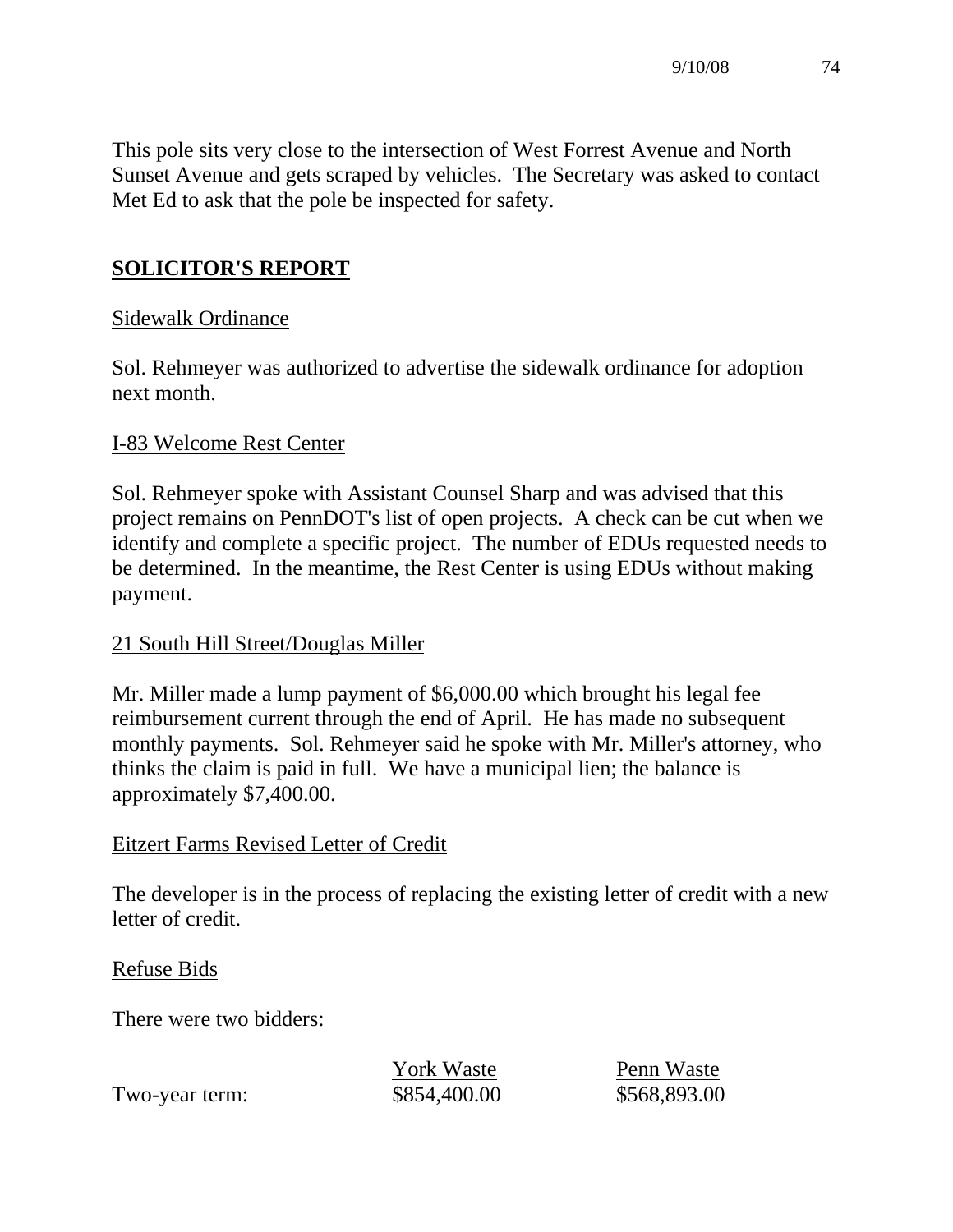This pole sits very close to the intersection of West Forrest Avenue and North Sunset Avenue and gets scraped by vehicles. The Secretary was asked to contact Met Ed to ask that the pole be inspected for safety.

## SOLICITOR'S REPORT

### Sidewalk Ordinance

Sol. Rehmeyer was authorized to advertise the sidewalk ordinance for adoption next month.

### I-83 Welcome Rest Center

Sol. Rehmeyer spoke with Assistant Counsel Sharp and was advised that this project remains on PennDOT's list of open projects. A check can be cut when we identify and complete a specific project. The number of EDUs requested needs to be determined. In the meantime, the Rest Center is using EDUs without making payment.

### 21 South Hill Street/Douglas Miller

Mr. Miller made a lump payment of $6,000.00 which brought his legal fee reimbursement current through the end of April. He has made no subsequent monthly payments. Sol. Rehmeyer said he spoke with Mr. Miller's attorney, who thinks the claim is paid in full. We have a municipal lien; the balance is approximately $7,400.00.

### Eitzert Farms Revised Letter of Credit

The developer is in the process of replacing the existing letter of credit with a new letter of credit.

### Refuse Bids

There were two bidders:

| | York Waste | Penn Waste |
|---|---|---|
| Two-year term: | $854,400.00 | $568,893.00 |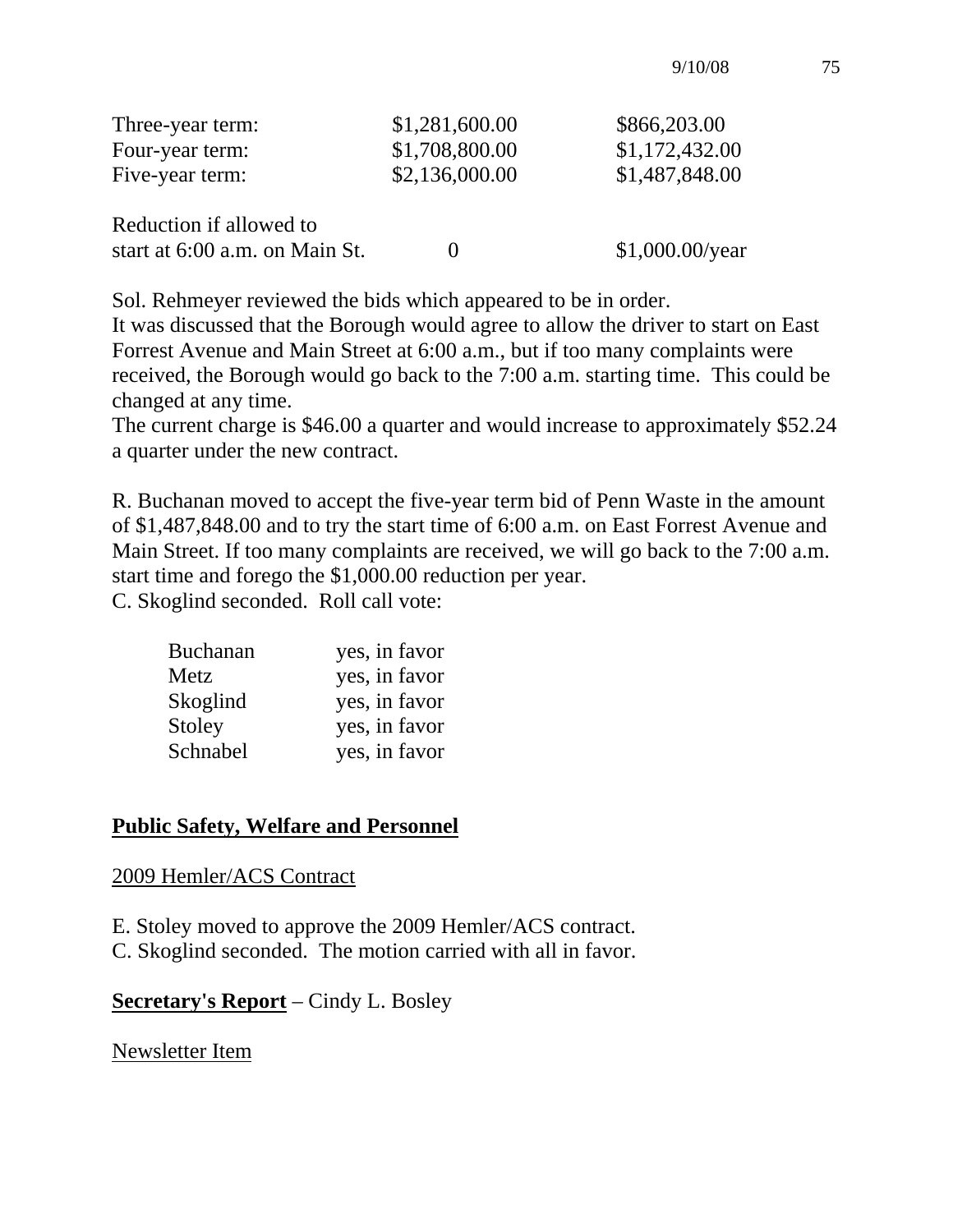| | | |
|---|---|---|
| Three-year term: | $1,281,600.00 | $866,203.00 |
| Four-year term: | $1,708,800.00 | $1,172,432.00 |
| Five-year term: | $2,136,000.00 | $1,487,848.00 |
| Reduction if allowed to start at 6:00 a.m. on Main St. | 0 | $1,000.00/year |

Sol. Rehmeyer reviewed the bids which appeared to be in order.
It was discussed that the Borough would agree to allow the driver to start on East Forrest Avenue and Main Street at 6:00 a.m., but if too many complaints were received, the Borough would go back to the 7:00 a.m. starting time. This could be changed at any time.
The current charge is $46.00 a quarter and would increase to approximately $52.24 a quarter under the new contract.

R. Buchanan moved to accept the five-year term bid of Penn Waste in the amount of $1,487,848.00 and to try the start time of 6:00 a.m. on East Forrest Avenue and Main Street. If too many complaints are received, we will go back to the 7:00 a.m. start time and forego the $1,000.00 reduction per year.
C. Skoglind seconded. Roll call vote:

| | |
|---|---|
| Buchanan | yes, in favor |
| Metz | yes, in favor |
| Skoglind | yes, in favor |
| Stoley | yes, in favor |
| Schnabel | yes, in favor |

## **Public Safety, Welfare and Personnel**

### 2009 Hemler/ACS Contract

E. Stoley moved to approve the 2009 Hemler/ACS contract.
C. Skoglind seconded. The motion carried with all in favor.

## **Secretary's Report** – Cindy L. Bosley

### Newsletter Item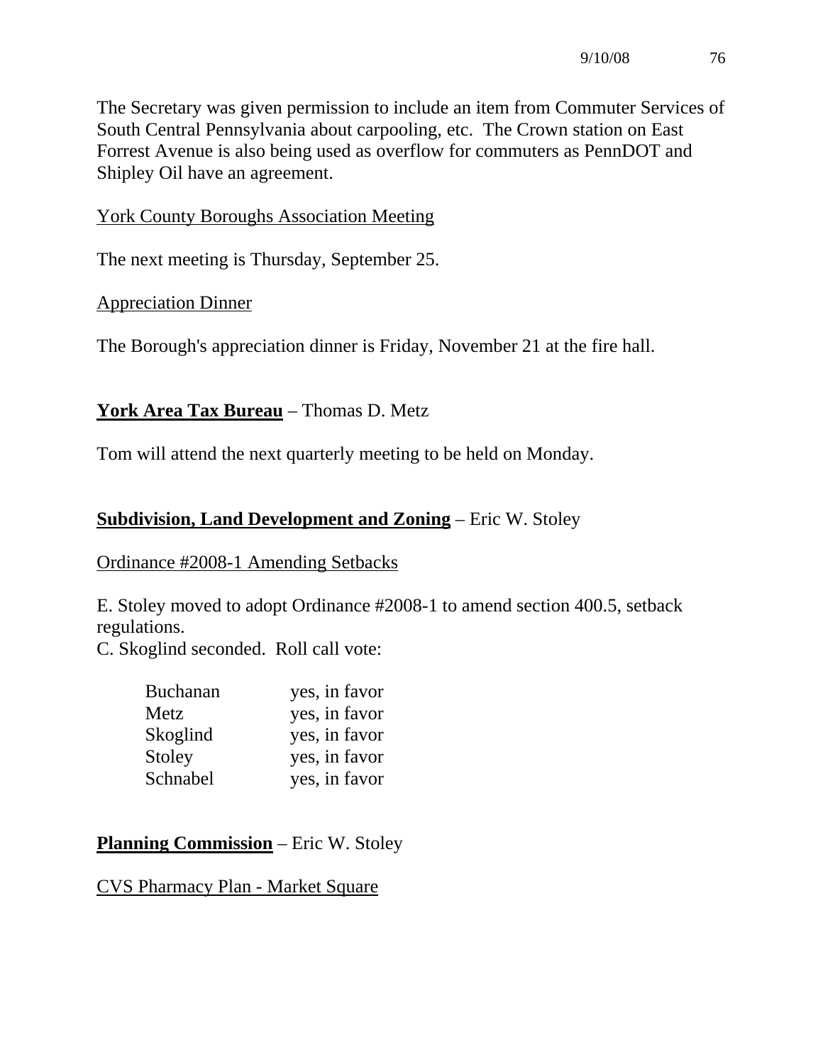The Secretary was given permission to include an item from Commuter Services of South Central Pennsylvania about carpooling, etc. The Crown station on East Forrest Avenue is also being used as overflow for commuters as PennDOT and Shipley Oil have an agreement.

York County Boroughs Association Meeting

The next meeting is Thursday, September 25.

Appreciation Dinner

The Borough's appreciation dinner is Friday, November 21 at the fire hall.

**York Area Tax Bureau** – Thomas D. Metz

Tom will attend the next quarterly meeting to be held on Monday.

**Subdivision, Land Development and Zoning** – Eric W. Stoley

Ordinance #2008-1 Amending Setbacks

E. Stoley moved to adopt Ordinance #2008-1 to amend section 400.5, setback regulations.
C. Skoglind seconded. Roll call vote:

| | |
|---|---|
| Buchanan | yes, in favor |
| Metz | yes, in favor |
| Skoglind | yes, in favor |
| Stoley | yes, in favor |
| Schnabel | yes, in favor |

**Planning Commission** – Eric W. Stoley

CVS Pharmacy Plan - Market Square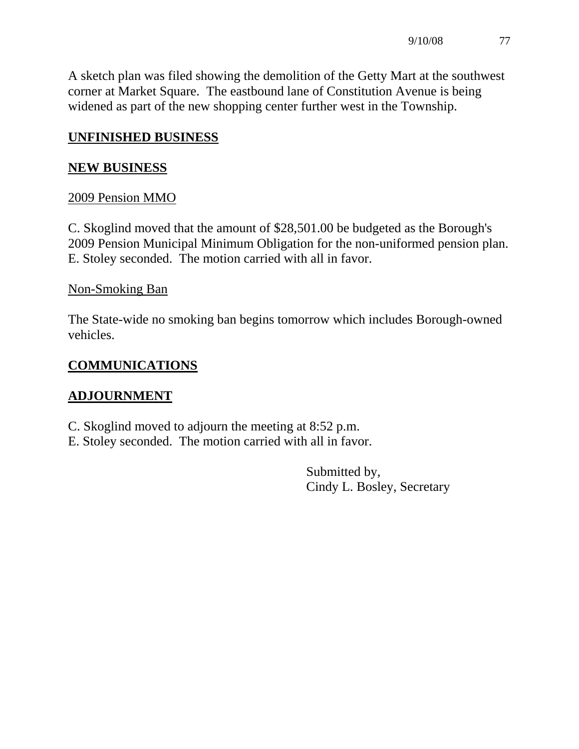A sketch plan was filed showing the demolition of the Getty Mart at the southwest corner at Market Square. The eastbound lane of Constitution Avenue is being widened as part of the new shopping center further west in the Township.

## UNFINISHED BUSINESS

## NEW BUSINESS

2009 Pension MMO

C. Skoglind moved that the amount of $28,501.00 be budgeted as the Borough's 2009 Pension Municipal Minimum Obligation for the non-uniformed pension plan. E. Stoley seconded. The motion carried with all in favor.

Non-Smoking Ban

The State-wide no smoking ban begins tomorrow which includes Borough-owned vehicles.

## COMMUNICATIONS

## ADJOURNMENT

C. Skoglind moved to adjourn the meeting at 8:52 p.m.
E. Stoley seconded. The motion carried with all in favor.

Submitted by,
Cindy L. Bosley, Secretary